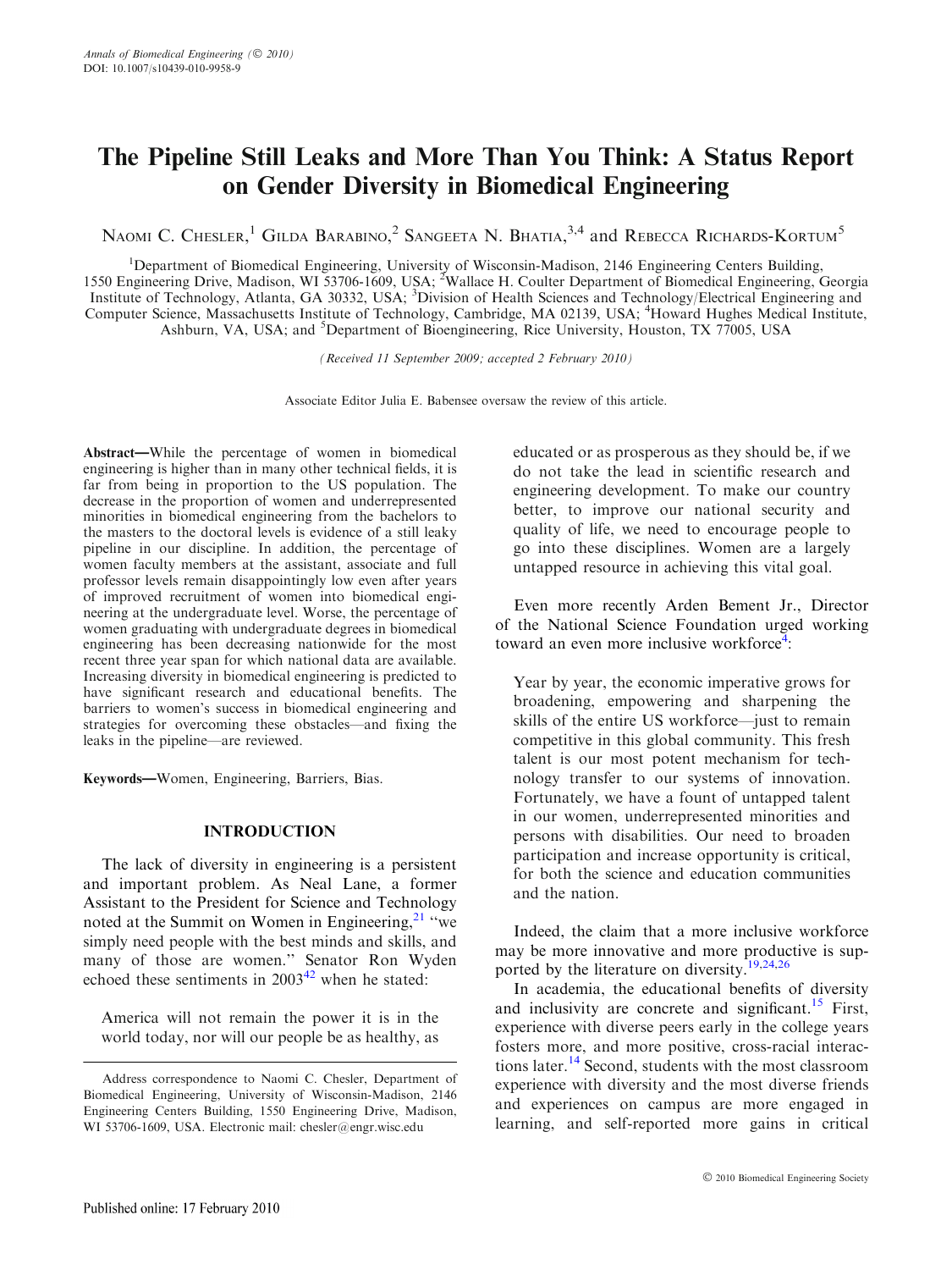# The Pipeline Still Leaks and More Than You Think: A Status Report on Gender Diversity in Biomedical Engineering

Naomi C. Chesler,[1] Gilda Barabino,[2] Sangeeta N. Bhatia,[3,4] and Rebecca Richards-Kortum[5]

[1]Department of Biomedical Engineering, University of Wisconsin-Madison, 2146 Engineering Centers Building, 1550 Engineering Drive, Madison, WI 53706-1609, USA; [2]Wallace H. Coulter Department of Biomedical Engineering, Georgia Institute of Technology, Atlanta, GA 30332, USA; [3]Division of Health Sciences and Technology/Electrical Engineering and Computer Science, Massachusetts Institute of Technology, Cambridge, MA 02139, USA; [4]Howard Hughes Medical Institute, Ashburn, VA, USA; and [5]Department of Bioengineering, Rice University, Houston, TX 77005, USA

*(Received 11 September 2009; accepted 2 February 2010)*

Associate Editor Julia E. Babensee oversaw the review of this article.

**Abstract**—While the percentage of women in biomedical engineering is higher than in many other technical fields, it is far from being in proportion to the US population. The decrease in the proportion of women and underrepresented minorities in biomedical engineering from the bachelors to the masters to the doctoral levels is evidence of a still leaky pipeline in our discipline. In addition, the percentage of women faculty members at the assistant, associate and full professor levels remain disappointingly low even after years of improved recruitment of women into biomedical engineering at the undergraduate level. Worse, the percentage of women graduating with undergraduate degrees in biomedical engineering has been decreasing nationwide for the most recent three year span for which national data are available. Increasing diversity in biomedical engineering is predicted to have significant research and educational benefits. The barriers to women's success in biomedical engineering and strategies for overcoming these obstacles—and fixing the leaks in the pipeline—are reviewed.

**Keywords**—Women, Engineering, Barriers, Bias.

## INTRODUCTION

The lack of diversity in engineering is a persistent and important problem. As Neal Lane, a former Assistant to the President for Science and Technology noted at the Summit on Women in Engineering,[21] "we simply need people with the best minds and skills, and many of those are women." Senator Ron Wyden echoed these sentiments in 2003[42] when he stated:

> America will not remain the power it is in the world today, nor will our people be as healthy, as educated or as prosperous as they should be, if we do not take the lead in scientific research and engineering development. To make our country better, to improve our national security and quality of life, we need to encourage people to go into these disciplines. Women are a largely untapped resource in achieving this vital goal.

Even more recently Arden Bement Jr., Director of the National Science Foundation urged working toward an even more inclusive workforce[4]:

> Year by year, the economic imperative grows for broadening, empowering and sharpening the skills of the entire US workforce—just to remain competitive in this global community. This fresh talent is our most potent mechanism for technology transfer to our systems of innovation. Fortunately, we have a fount of untapped talent in our women, underrepresented minorities and persons with disabilities. Our need to broaden participation and increase opportunity is critical, for both the science and education communities and the nation.

Indeed, the claim that a more inclusive workforce may be more innovative and more productive is supported by the literature on diversity.[19,24,26]

In academia, the educational benefits of diversity and inclusivity are concrete and significant.[15] First, experience with diverse peers early in the college years fosters more, and more positive, cross-racial interactions later.[14] Second, students with the most classroom experience with diversity and the most diverse friends and experiences on campus are more engaged in learning, and self-reported more gains in critical

Address correspondence to Naomi C. Chesler, Department of Biomedical Engineering, University of Wisconsin-Madison, 2146 Engineering Centers Building, 1550 Engineering Drive, Madison, WI 53706-1609, USA. Electronic mail: chesler@engr.wisc.edu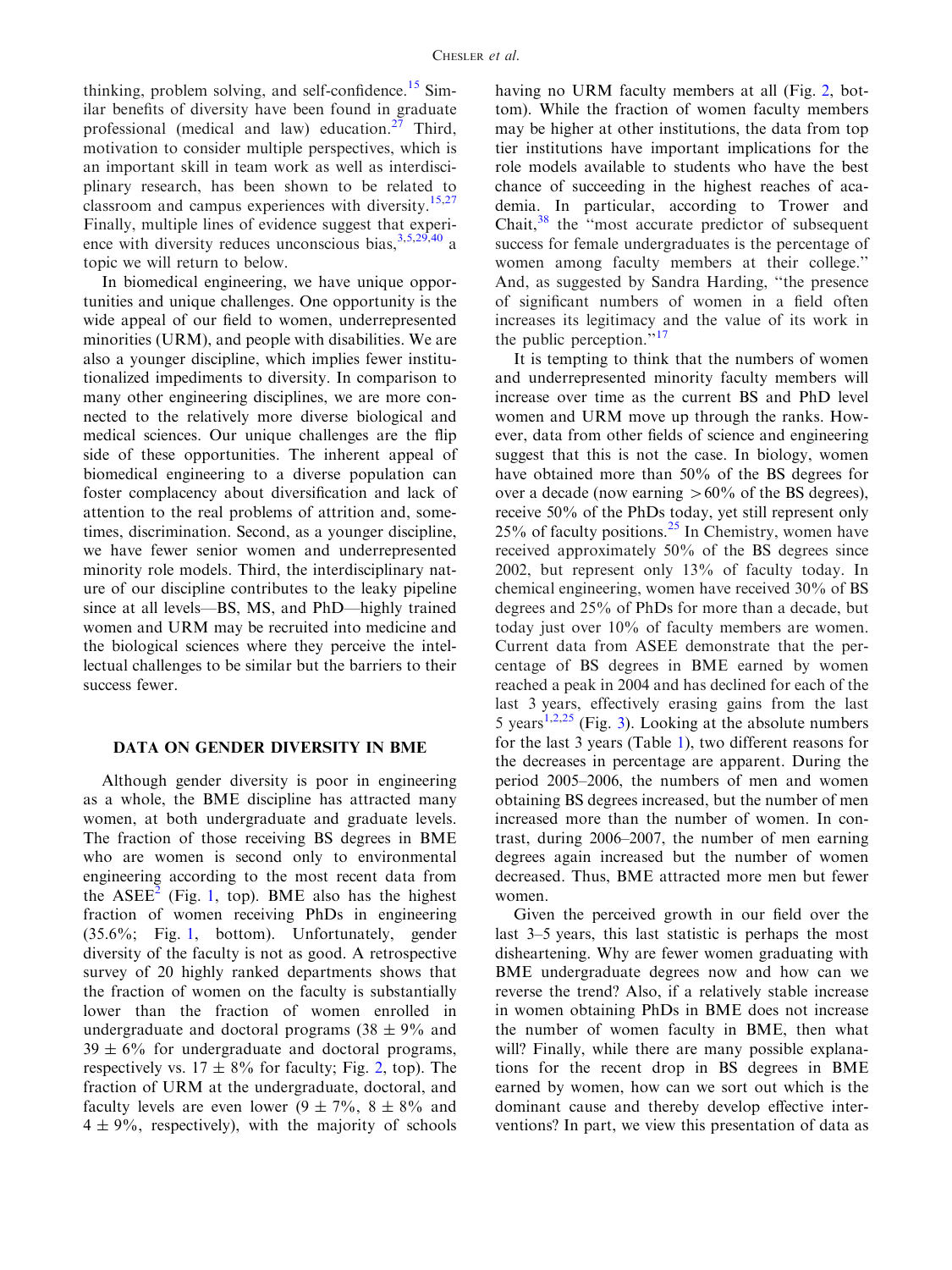thinking, problem solving, and self-confidence.[15] Similar benefits of diversity have been found in graduate professional (medical and law) education.[27] Third, motivation to consider multiple perspectives, which is an important skill in team work as well as interdisciplinary research, has been shown to be related to classroom and campus experiences with diversity.[15,27] Finally, multiple lines of evidence suggest that experience with diversity reduces unconscious bias,[3,5,29,40] a topic we will return to below.

In biomedical engineering, we have unique opportunities and unique challenges. One opportunity is the wide appeal of our field to women, underrepresented minorities (URM), and people with disabilities. We are also a younger discipline, which implies fewer institutionalized impediments to diversity. In comparison to many other engineering disciplines, we are more connected to the relatively more diverse biological and medical sciences. Our unique challenges are the flip side of these opportunities. The inherent appeal of biomedical engineering to a diverse population can foster complacency about diversification and lack of attention to the real problems of attrition and, sometimes, discrimination. Second, as a younger discipline, we have fewer senior women and underrepresented minority role models. Third, the interdisciplinary nature of our discipline contributes to the leaky pipeline since at all levels—BS, MS, and PhD—highly trained women and URM may be recruited into medicine and the biological sciences where they perceive the intellectual challenges to be similar but the barriers to their success fewer.

## DATA ON GENDER DIVERSITY IN BME

Although gender diversity is poor in engineering as a whole, the BME discipline has attracted many women, at both undergraduate and graduate levels. The fraction of those receiving BS degrees in BME who are women is second only to environmental engineering according to the most recent data from the ASEE[2] (Fig. 1, top). BME also has the highest fraction of women receiving PhDs in engineering (35.6%; Fig. 1, bottom). Unfortunately, gender diversity of the faculty is not as good. A retrospective survey of 20 highly ranked departments shows that the fraction of women on the faculty is substantially lower than the fraction of women enrolled in undergraduate and doctoral programs ($38 \pm 9\%$ and $39 \pm 6\%$ for undergraduate and doctoral programs, respectively vs. $17 \pm 8\%$ for faculty; Fig. 2, top). The fraction of URM at the undergraduate, doctoral, and faculty levels are even lower ($9 \pm 7\%$, $8 \pm 8\%$ and $4 \pm 9\%$, respectively), with the majority of schools having no URM faculty members at all (Fig. 2, bottom). While the fraction of women faculty members may be higher at other institutions, the data from top tier institutions have important implications for the role models available to students who have the best chance of succeeding in the highest reaches of academia. In particular, according to Trower and Chait,[38] the "most accurate predictor of subsequent success for female undergraduates is the percentage of women among faculty members at their college." And, as suggested by Sandra Harding, "the presence of significant numbers of women in a field often increases its legitimacy and the value of its work in the public perception."[17]

It is tempting to think that the numbers of women and underrepresented minority faculty members will increase over time as the current BS and PhD level women and URM move up through the ranks. However, data from other fields of science and engineering suggest that this is not the case. In biology, women have obtained more than 50% of the BS degrees for over a decade (now earning >60% of the BS degrees), receive 50% of the PhDs today, yet still represent only 25% of faculty positions.[25] In Chemistry, women have received approximately 50% of the BS degrees since 2002, but represent only 13% of faculty today. In chemical engineering, women have received 30% of BS degrees and 25% of PhDs for more than a decade, but today just over 10% of faculty members are women. Current data from ASEE demonstrate that the percentage of BS degrees in BME earned by women reached a peak in 2004 and has declined for each of the last 3 years, effectively erasing gains from the last 5 years[1,2,25] (Fig. 3). Looking at the absolute numbers for the last 3 years (Table 1), two different reasons for the decreases in percentage are apparent. During the period 2005–2006, the numbers of men and women obtaining BS degrees increased, but the number of men increased more than the number of women. In contrast, during 2006–2007, the number of men earning degrees again increased but the number of women decreased. Thus, BME attracted more men but fewer women.

Given the perceived growth in our field over the last 3–5 years, this last statistic is perhaps the most disheartening. Why are fewer women graduating with BME undergraduate degrees now and how can we reverse the trend? Also, if a relatively stable increase in women obtaining PhDs in BME does not increase the number of women faculty in BME, then what will? Finally, while there are many possible explanations for the recent drop in BS degrees in BME earned by women, how can we sort out which is the dominant cause and thereby develop effective interventions? In part, we view this presentation of data as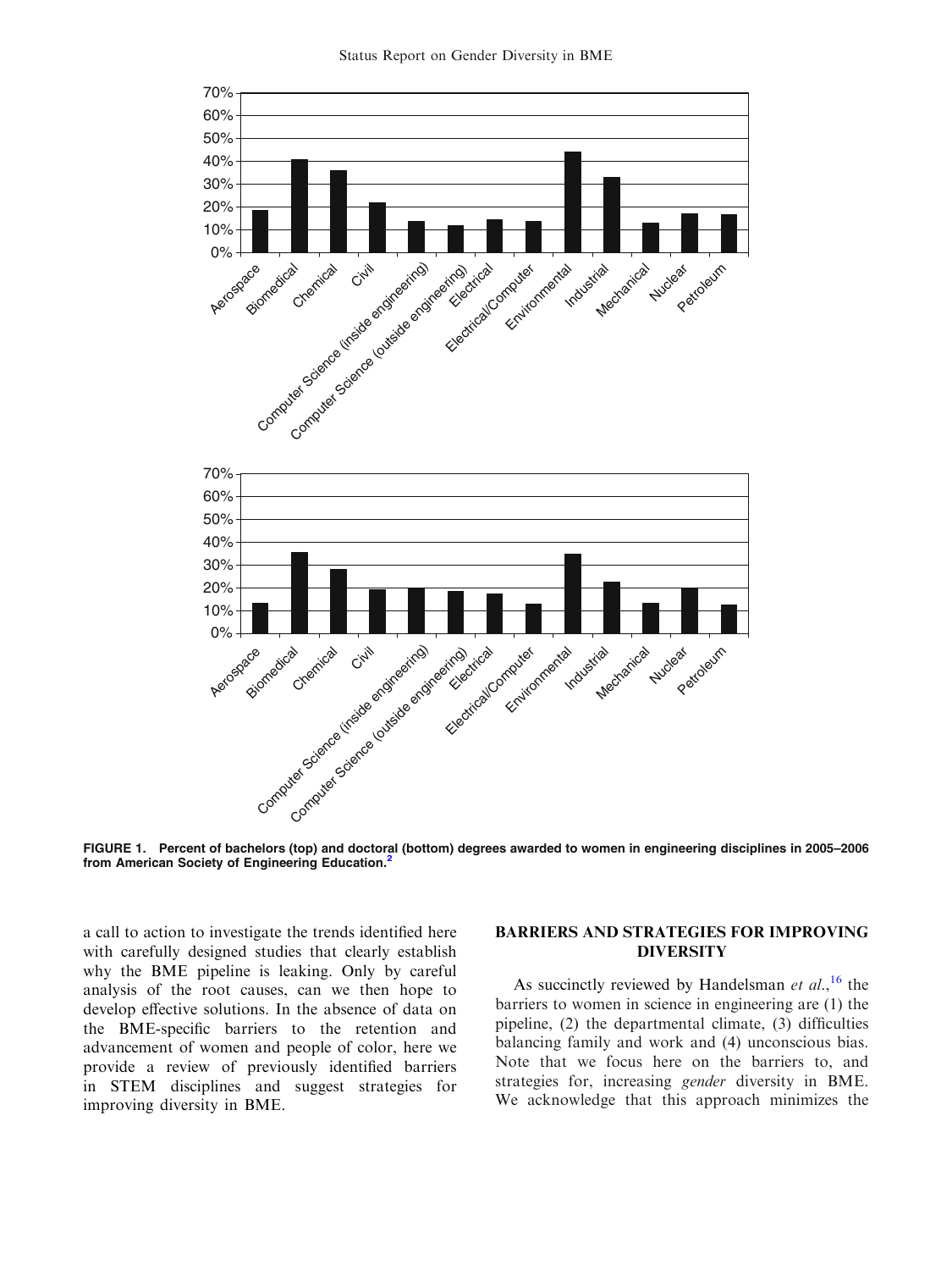FIGURE 1. Percent of bachelors (top) and doctoral (bottom) degrees awarded to women in engineering disciplines in 2005–2006 from American Society of Engineering Education.[2]

a call to action to investigate the trends identified here with carefully designed studies that clearly establish why the BME pipeline is leaking. Only by careful analysis of the root causes, can we then hope to develop effective solutions. In the absence of data on the BME-specific barriers to the retention and advancement of women and people of color, here we provide a review of previously identified barriers in STEM disciplines and suggest strategies for improving diversity in BME.

## BARRIERS AND STRATEGIES FOR IMPROVING DIVERSITY

As succinctly reviewed by Handelsman *et al.*,[16] the barriers to women in science in engineering are (1) the pipeline, (2) the departmental climate, (3) difficulties balancing family and work and (4) unconscious bias. Note that we focus here on the barriers to, and strategies for, increasing *gender* diversity in BME. We acknowledge that this approach minimizes the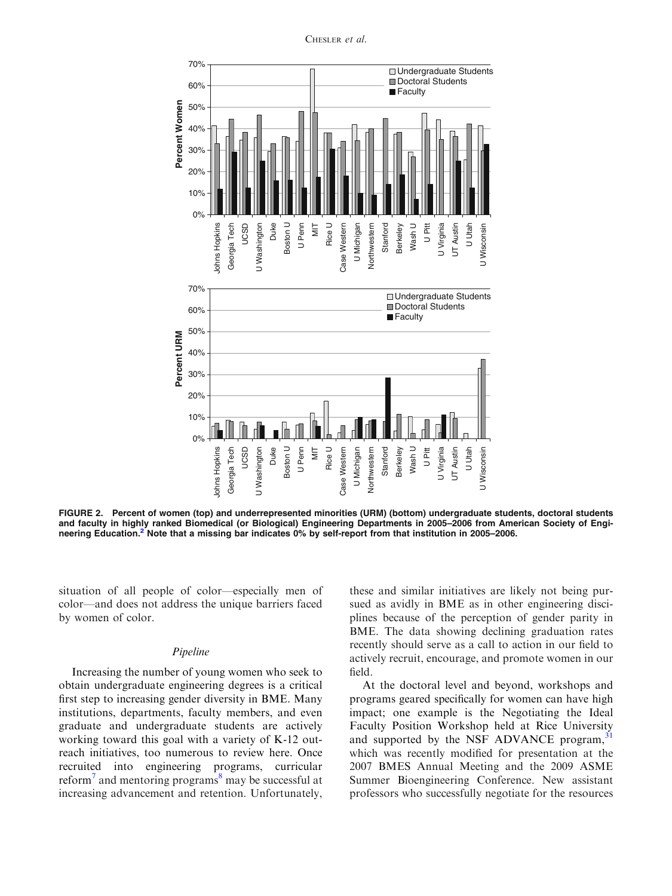FIGURE 2. Percent of women (top) and underrepresented minorities (URM) (bottom) undergraduate students, doctoral students and faculty in highly ranked Biomedical (or Biological) Engineering Departments in 2005–2006 from American Society of Engineering Education.[2] Note that a missing bar indicates 0% by self-report from that institution in 2005–2006.

situation of all people of color—especially men of color—and does not address the unique barriers faced by women of color.

### *Pipeline*

Increasing the number of young women who seek to obtain undergraduate engineering degrees is a critical first step to increasing gender diversity in BME. Many institutions, departments, faculty members, and even graduate and undergraduate students are actively working toward this goal with a variety of K-12 outreach initiatives, too numerous to review here. Once recruited into engineering programs, curricular reform[7] and mentoring programs[8] may be successful at increasing advancement and retention. Unfortunately, these and similar initiatives are likely not being pursued as avidly in BME as in other engineering disciplines because of the perception of gender parity in BME. The data showing declining graduation rates recently should serve as a call to action in our field to actively recruit, encourage, and promote women in our field.

At the doctoral level and beyond, workshops and programs geared specifically for women can have high impact; one example is the Negotiating the Ideal Faculty Position Workshop held at Rice University and supported by the NSF ADVANCE program,[31] which was recently modified for presentation at the 2007 BMES Annual Meeting and the 2009 ASME Summer Bioengineering Conference. New assistant professors who successfully negotiate for the resources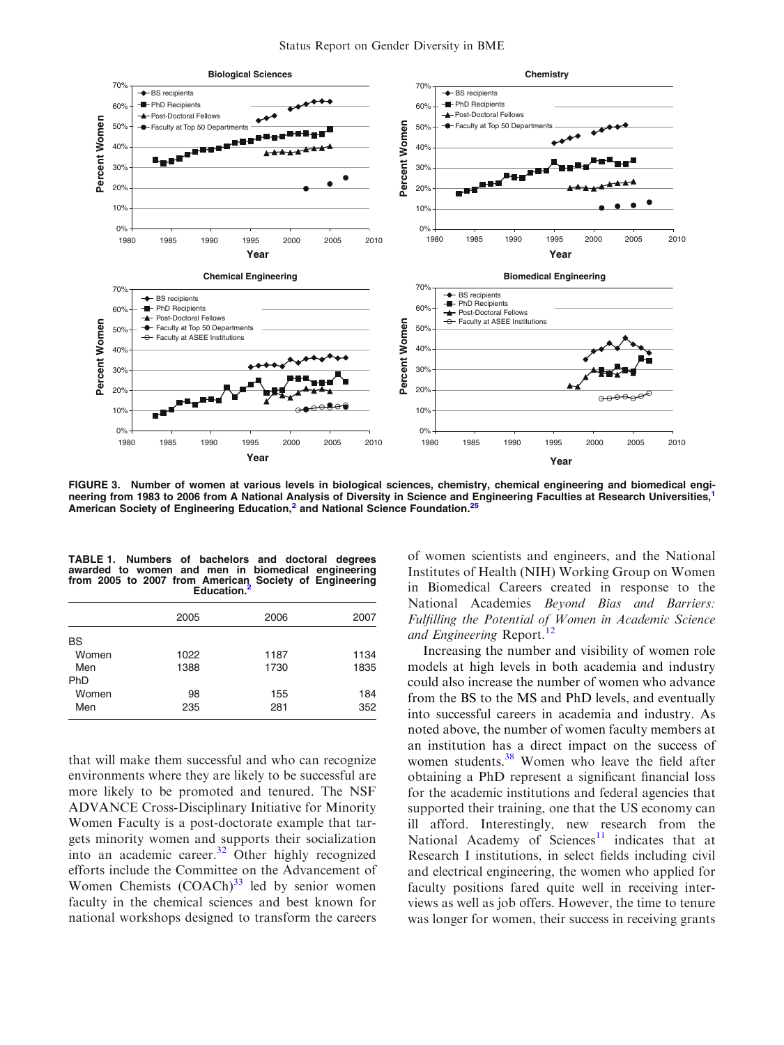**FIGURE 3. Number of women at various levels in biological sciences, chemistry, chemical engineering and biomedical engineering from 1983 to 2006 from A National Analysis of Diversity in Science and Engineering Faculties at Research Universities,[1] American Society of Engineering Education,[2] and National Science Foundation.[25]**

**TABLE 1. Numbers of bachelors and doctoral degrees awarded to women and men in biomedical engineering from 2005 to 2007 from American Society of Engineering Education.[2]**

| | 2005 | 2006 | 2007 |
|---|---|---|---|
| BS | | | |
| Women | 1022 | 1187 | 1134 |
| Men | 1388 | 1730 | 1835 |
| PhD | | | |
| Women | 98 | 155 | 184 |
| Men | 235 | 281 | 352 |

that will make them successful and who can recognize environments where they are likely to be successful are more likely to be promoted and tenured. The NSF ADVANCE Cross-Disciplinary Initiative for Minority Women Faculty is a post-doctorate example that targets minority women and supports their socialization into an academic career.[32] Other highly recognized efforts include the Committee on the Advancement of Women Chemists (COACh)[33] led by senior women faculty in the chemical sciences and best known for national workshops designed to transform the careers of women scientists and engineers, and the National Institutes of Health (NIH) Working Group on Women in Biomedical Careers created in response to the National Academies *Beyond Bias and Barriers: Fulfilling the Potential of Women in Academic Science and Engineering* Report.[12]

Increasing the number and visibility of women role models at high levels in both academia and industry could also increase the number of women who advance from the BS to the MS and PhD levels, and eventually into successful careers in academia and industry. As noted above, the number of women faculty members at an institution has a direct impact on the success of women students.[38] Women who leave the field after obtaining a PhD represent a significant financial loss for the academic institutions and federal agencies that supported their training, one that the US economy can ill afford. Interestingly, new research from the National Academy of Sciences[11] indicates that at Research I institutions, in select fields including civil and electrical engineering, the women who applied for faculty positions fared quite well in receiving interviews as well as job offers. However, the time to tenure was longer for women, their success in receiving grants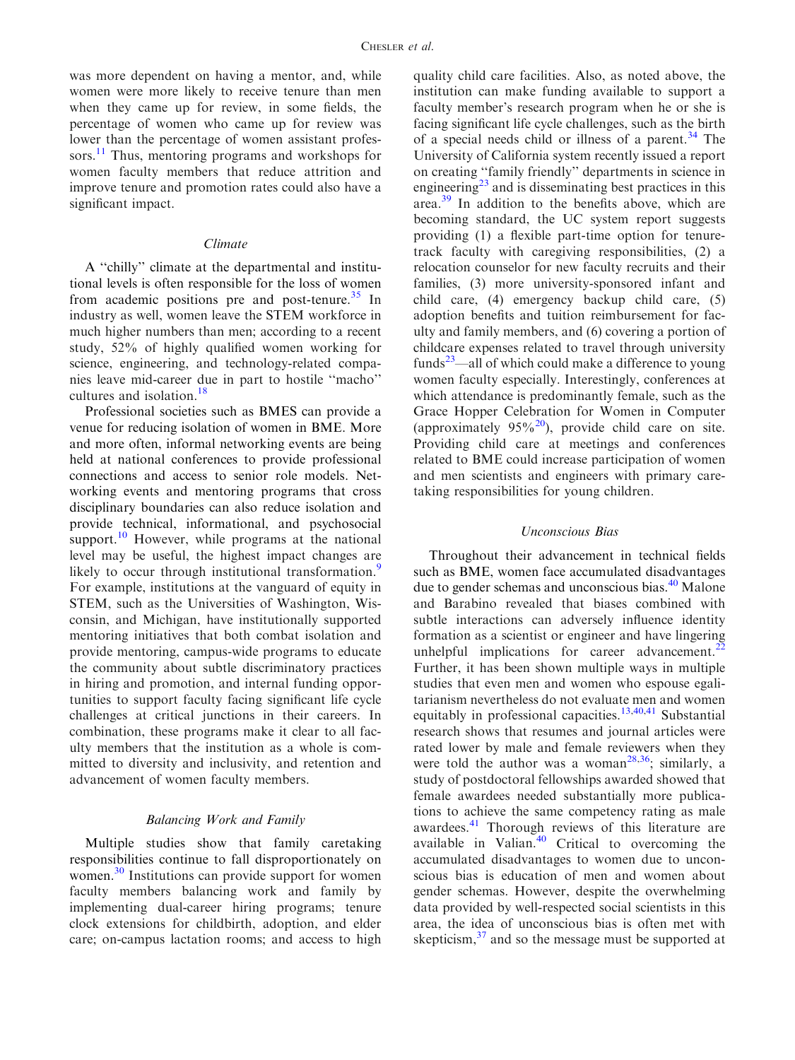was more dependent on having a mentor, and, while women were more likely to receive tenure than men when they came up for review, in some fields, the percentage of women who came up for review was lower than the percentage of women assistant professors.[11] Thus, mentoring programs and workshops for women faculty members that reduce attrition and improve tenure and promotion rates could also have a significant impact.

### *Climate*

A ''chilly'' climate at the departmental and institutional levels is often responsible for the loss of women from academic positions pre and post-tenure.[35] In industry as well, women leave the STEM workforce in much higher numbers than men; according to a recent study, 52% of highly qualified women working for science, engineering, and technology-related companies leave mid-career due in part to hostile ''macho'' cultures and isolation.[18]

Professional societies such as BMES can provide a venue for reducing isolation of women in BME. More and more often, informal networking events are being held at national conferences to provide professional connections and access to senior role models. Networking events and mentoring programs that cross disciplinary boundaries can also reduce isolation and provide technical, informational, and psychosocial support.[10] However, while programs at the national level may be useful, the highest impact changes are likely to occur through institutional transformation.[9] For example, institutions at the vanguard of equity in STEM, such as the Universities of Washington, Wisconsin, and Michigan, have institutionally supported mentoring initiatives that both combat isolation and provide mentoring, campus-wide programs to educate the community about subtle discriminatory practices in hiring and promotion, and internal funding opportunities to support faculty facing significant life cycle challenges at critical junctions in their careers. In combination, these programs make it clear to all faculty members that the institution as a whole is committed to diversity and inclusivity, and retention and advancement of women faculty members.

### *Balancing Work and Family*

Multiple studies show that family caretaking responsibilities continue to fall disproportionately on women.[30] Institutions can provide support for women faculty members balancing work and family by implementing dual-career hiring programs; tenure clock extensions for childbirth, adoption, and elder care; on-campus lactation rooms; and access to high quality child care facilities. Also, as noted above, the institution can make funding available to support a faculty member's research program when he or she is facing significant life cycle challenges, such as the birth of a special needs child or illness of a parent.[34] The University of California system recently issued a report on creating ''family friendly'' departments in science in engineering[23] and is disseminating best practices in this area.[39] In addition to the benefits above, which are becoming standard, the UC system report suggests providing (1) a flexible part-time option for tenure-track faculty with caregiving responsibilities, (2) a relocation counselor for new faculty recruits and their families, (3) more university-sponsored infant and child care, (4) emergency backup child care, (5) adoption benefits and tuition reimbursement for faculty and family members, and (6) covering a portion of childcare expenses related to travel through university funds[23]—all of which could make a difference to young women faculty especially. Interestingly, conferences at which attendance is predominantly female, such as the Grace Hopper Celebration for Women in Computer (approximately 95%[20]), provide child care on site. Providing child care at meetings and conferences related to BME could increase participation of women and men scientists and engineers with primary caretaking responsibilities for young children.

### *Unconscious Bias*

Throughout their advancement in technical fields such as BME, women face accumulated disadvantages due to gender schemas and unconscious bias.[40] Malone and Barabino revealed that biases combined with subtle interactions can adversely influence identity formation as a scientist or engineer and have lingering unhelpful implications for career advancement.[22] Further, it has been shown multiple ways in multiple studies that even men and women who espouse egalitarianism nevertheless do not evaluate men and women equitably in professional capacities.[13,40,41] Substantial research shows that resumes and journal articles were rated lower by male and female reviewers when they were told the author was a woman[28,36]; similarly, a study of postdoctoral fellowships awarded showed that female awardees needed substantially more publications to achieve the same competency rating as male awardees.[41] Thorough reviews of this literature are available in Valian.[40] Critical to overcoming the accumulated disadvantages to women due to unconscious bias is education of men and women about gender schemas. However, despite the overwhelming data provided by well-respected social scientists in this area, the idea of unconscious bias is often met with skepticism,[37] and so the message must be supported at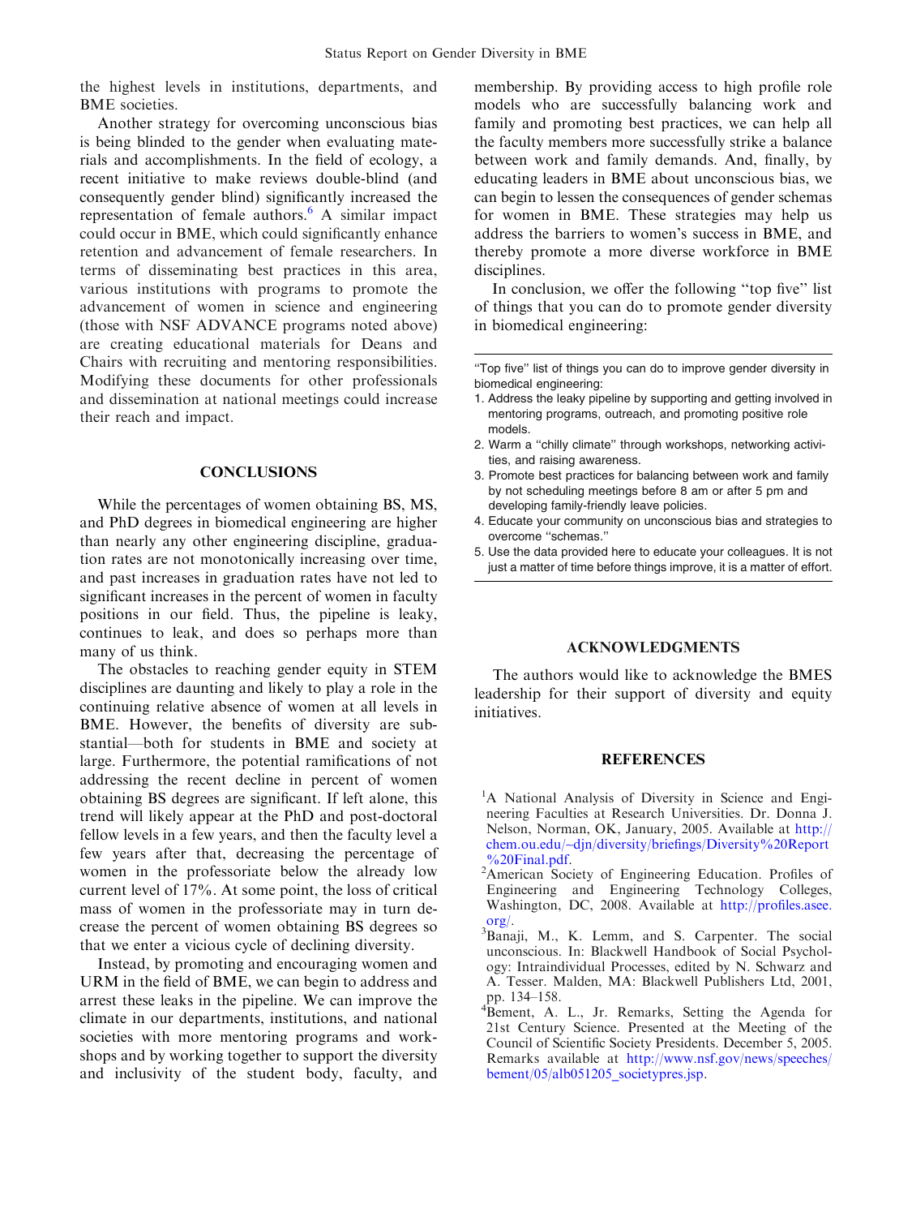the highest levels in institutions, departments, and BME societies.

Another strategy for overcoming unconscious bias is being blinded to the gender when evaluating materials and accomplishments. In the field of ecology, a recent initiative to make reviews double-blind (and consequently gender blind) significantly increased the representation of female authors.[6] A similar impact could occur in BME, which could significantly enhance retention and advancement of female researchers. In terms of disseminating best practices in this area, various institutions with programs to promote the advancement of women in science and engineering (those with NSF ADVANCE programs noted above) are creating educational materials for Deans and Chairs with recruiting and mentoring responsibilities. Modifying these documents for other professionals and dissemination at national meetings could increase their reach and impact.

## CONCLUSIONS

While the percentages of women obtaining BS, MS, and PhD degrees in biomedical engineering are higher than nearly any other engineering discipline, graduation rates are not monotonically increasing over time, and past increases in graduation rates have not led to significant increases in the percent of women in faculty positions in our field. Thus, the pipeline is leaky, continues to leak, and does so perhaps more than many of us think.

The obstacles to reaching gender equity in STEM disciplines are daunting and likely to play a role in the continuing relative absence of women at all levels in BME. However, the benefits of diversity are substantial—both for students in BME and society at large. Furthermore, the potential ramifications of not addressing the recent decline in percent of women obtaining BS degrees are significant. If left alone, this trend will likely appear at the PhD and post-doctoral fellow levels in a few years, and then the faculty level a few years after that, decreasing the percentage of women in the professoriate below the already low current level of 17%. At some point, the loss of critical mass of women in the professoriate may in turn decrease the percent of women obtaining BS degrees so that we enter a vicious cycle of declining diversity.

Instead, by promoting and encouraging women and URM in the field of BME, we can begin to address and arrest these leaks in the pipeline. We can improve the climate in our departments, institutions, and national societies with more mentoring programs and workshops and by working together to support the diversity and inclusivity of the student body, faculty, and membership. By providing access to high profile role models who are successfully balancing work and family and promoting best practices, we can help all the faculty members more successfully strike a balance between work and family demands. And, finally, by educating leaders in BME about unconscious bias, we can begin to lessen the consequences of gender schemas for women in BME. These strategies may help us address the barriers to women's success in BME, and thereby promote a more diverse workforce in BME disciplines.

In conclusion, we offer the following "top five" list of things that you can do to promote gender diversity in biomedical engineering:

"Top five" list of things you can do to improve gender diversity in biomedical engineering:

1. Address the leaky pipeline by supporting and getting involved in mentoring programs, outreach, and promoting positive role models.
2. Warm a "chilly climate" through workshops, networking activities, and raising awareness.
3. Promote best practices for balancing between work and family by not scheduling meetings before 8 am or after 5 pm and developing family-friendly leave policies.
4. Educate your community on unconscious bias and strategies to overcome "schemas."
5. Use the data provided here to educate your colleagues. It is not just a matter of time before things improve, it is a matter of effort.

## ACKNOWLEDGMENTS

The authors would like to acknowledge the BMES leadership for their support of diversity and equity initiatives.

## REFERENCES

[1] A National Analysis of Diversity in Science and Engineering Faculties at Research Universities. Dr. Donna J. Nelson, Norman, OK, January, 2005. Available at http://chem.ou.edu/~djn/diversity/briefings/Diversity%20Report%20Final.pdf.

[2] American Society of Engineering Education. Profiles of Engineering and Engineering Technology Colleges, Washington, DC, 2008. Available at http://profiles.asee.org/.

[3] Banaji, M., K. Lemm, and S. Carpenter. The social unconscious. In: Blackwell Handbook of Social Psychology: Intraindividual Processes, edited by N. Schwarz and A. Tesser. Malden, MA: Blackwell Publishers Ltd, 2001, pp. 134–158.

[4] Bement, A. L., Jr. Remarks, Setting the Agenda for 21st Century Science. Presented at the Meeting of the Council of Scientific Society Presidents. December 5, 2005. Remarks available at http://www.nsf.gov/news/speeches/bement/05/alb051205_societypres.jsp.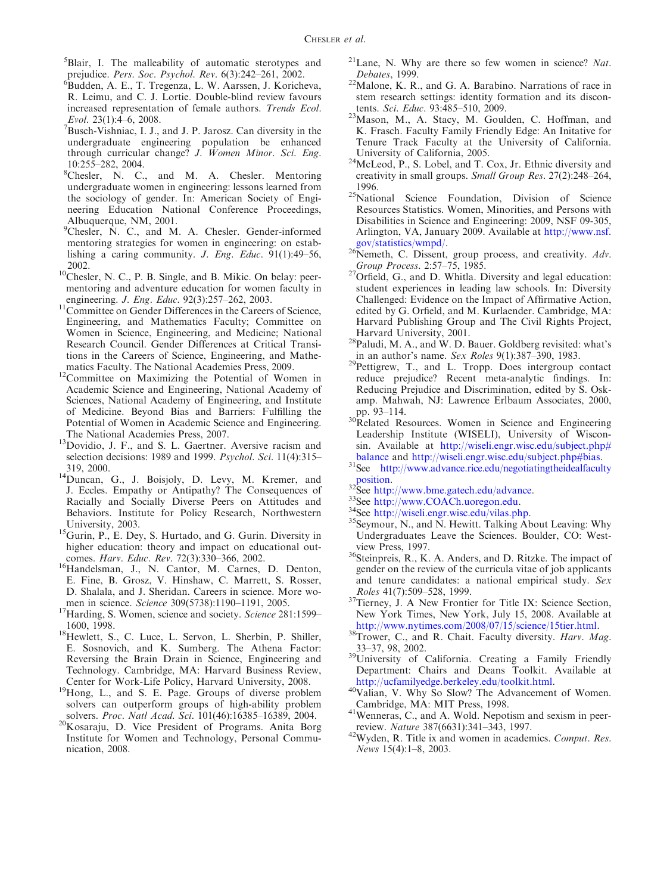[5]Blair, I. The malleability of automatic sterotypes and prejudice. *Pers. Soc. Psychol. Rev.* 6(3):242–261, 2002.

[6]Budden, A. E., T. Tregenza, L. W. Aarssen, J. Koricheva, R. Leimu, and C. J. Lortie. Double-blind review favours increased representation of female authors. *Trends Ecol. Evol.* 23(1):4–6, 2008.

[7]Busch-Vishniac, I. J., and J. P. Jarosz. Can diversity in the undergraduate engineering population be enhanced through curricular change? *J. Women Minor. Sci. Eng.* 10:255–282, 2004.

[8]Chesler, N. C., and M. A. Chesler. Mentoring undergraduate women in engineering: lessons learned from the sociology of gender. In: American Society of Engineering Education National Conference Proceedings, Albuquerque, NM, 2001.

[9]Chesler, N. C., and M. A. Chesler. Gender-informed mentoring strategies for women in engineering: on establishing a caring community. *J. Eng. Educ.* 91(1):49–56, 2002.

[10]Chesler, N. C., P. B. Single, and B. Mikic. On belay: peer-mentoring and adventure education for women faculty in engineering. *J. Eng. Educ.* 92(3):257–262, 2003.

[11]Committee on Gender Differences in the Careers of Science, Engineering, and Mathematics Faculty; Committee on Women in Science, Engineering, and Medicine; National Research Council. Gender Differences at Critical Transitions in the Careers of Science, Engineering, and Mathematics Faculty. The National Academies Press, 2009.

[12]Committee on Maximizing the Potential of Women in Academic Science and Engineering, National Academy of Sciences, National Academy of Engineering, and Institute of Medicine. Beyond Bias and Barriers: Fulfilling the Potential of Women in Academic Science and Engineering. The National Academies Press, 2007.

[13]Dovidio, J. F., and S. L. Gaertner. Aversive racism and selection decisions: 1989 and 1999. *Psychol. Sci.* 11(4):315–319, 2000.

[14]Duncan, G., J. Boisjoly, D. Levy, M. Kremer, and J. Eccles. Empathy or Antipathy? The Consequences of Racially and Socially Diverse Peers on Attitudes and Behaviors. Institute for Policy Research, Northwestern University, 2003.

[15]Gurin, P., E. Dey, S. Hurtado, and G. Gurin. Diversity in higher education: theory and impact on educational outcomes. *Harv. Educ. Rev.* 72(3):330–366, 2002.

[16]Handelsman, J., N. Cantor, M. Carnes, D. Denton, E. Fine, B. Grosz, V. Hinshaw, C. Marrett, S. Rosser, D. Shalala, and J. Sheridan. Careers in science. More women in science. *Science* 309(5738):1190–1191, 2005.

[17]Harding, S. Women, science and society. *Science* 281:1599–1600, 1998.

[18]Hewlett, S., C. Luce, L. Servon, L. Sherbin, P. Shiller, E. Sosnovich, and K. Sumberg. The Athena Factor: Reversing the Brain Drain in Science, Engineering and Technology. Cambridge, MA: Harvard Business Review, Center for Work-Life Policy, Harvard University, 2008.

[19]Hong, L., and S. E. Page. Groups of diverse problem solvers can outperform groups of high-ability problem solvers. *Proc. Natl Acad. Sci.* 101(46):16385–16389, 2004.

[20]Kosaraju, D. Vice President of Programs. Anita Borg Institute for Women and Technology, Personal Communication, 2008.

[21]Lane, N. Why are there so few women in science? *Nat. Debates*, 1999.

[22]Malone, K. R., and G. A. Barabino. Narrations of race in stem research settings: identity formation and its discontents. *Sci. Educ.* 93:485–510, 2009.

[23]Mason, M., A. Stacy, M. Goulden, C. Hoffman, and K. Frasch. Faculty Family Friendly Edge: An Initative for Tenure Track Faculty at the University of California. University of California, 2005.

[24]McLeod, P., S. Lobel, and T. Cox, Jr. Ethnic diversity and creativity in small groups. *Small Group Res.* 27(2):248–264, 1996.

[25]National Science Foundation, Division of Science Resources Statistics. Women, Minorities, and Persons with Disabilities in Science and Engineering: 2009, NSF 09-305, Arlington, VA, January 2009. Available at http://www.nsf.gov/statistics/wmpd/.

[26]Nemeth, C. Dissent, group process, and creativity. *Adv. Group Process.* 2:57–75, 1985.

[27]Orfield, G., and D. Whitla. Diversity and legal education: student experiences in leading law schools. In: Diversity Challenged: Evidence on the Impact of Affirmative Action, edited by G. Orfield, and M. Kurlaender. Cambridge, MA: Harvard Publishing Group and The Civil Rights Project, Harvard University, 2001.

[28]Paludi, M. A., and W. D. Bauer. Goldberg revisited: what's in an author's name. *Sex Roles* 9(1):387–390, 1983.

[29]Pettigrew, T., and L. Tropp. Does intergroup contact reduce prejudice? Recent meta-analytic findings. In: Reducing Prejudice and Discrimination, edited by S. Oskamp. Mahwah, NJ: Lawrence Erlbaum Associates, 2000, pp. 93–114.

[30]Related Resources. Women in Science and Engineering Leadership Institute (WISELI), University of Wisconsin. Available at http://wiseli.engr.wisc.edu/subject.php#balance and http://wiseli.engr.wisc.edu/subject.php#bias.

[31]See http://www.advance.rice.edu/negotiatingtheidealfacultyposition.

[32]See http://www.bme.gatech.edu/advance.

[33]See http://www.COACh.uoregon.edu.

[34]See http://wiseli.engr.wisc.edu/vilas.php.

[35]Seymour, N., and N. Hewitt. Talking About Leaving: Why Undergraduates Leave the Sciences. Boulder, CO: Westview Press, 1997.

[36]Steinpreis, R., K. A. Anders, and D. Ritzke. The impact of gender on the review of the curricula vitae of job applicants and tenure candidates: a national empirical study. *Sex Roles* 41(7):509–528, 1999.

[37]Tierney, J. A New Frontier for Title IX: Science Section, New York Times, New York, July 15, 2008. Available at http://www.nytimes.com/2008/07/15/science/15tier.html.

[38]Trower, C., and R. Chait. Faculty diversity. *Harv. Mag.* 33–37, 98, 2002.

[39]University of California. Creating a Family Friendly Department: Chairs and Deans Toolkit. Available at http://ucfamilyedge.berkeley.edu/toolkit.html.

[40]Valian, V. Why So Slow? The Advancement of Women. Cambridge, MA: MIT Press, 1998.

[41]Wenneras, C., and A. Wold. Nepotism and sexism in peer-review. *Nature* 387(6631):341–343, 1997.

[42]Wyden, R. Title ix and women in academics. *Comput. Res. News* 15(4):1–8, 2003.